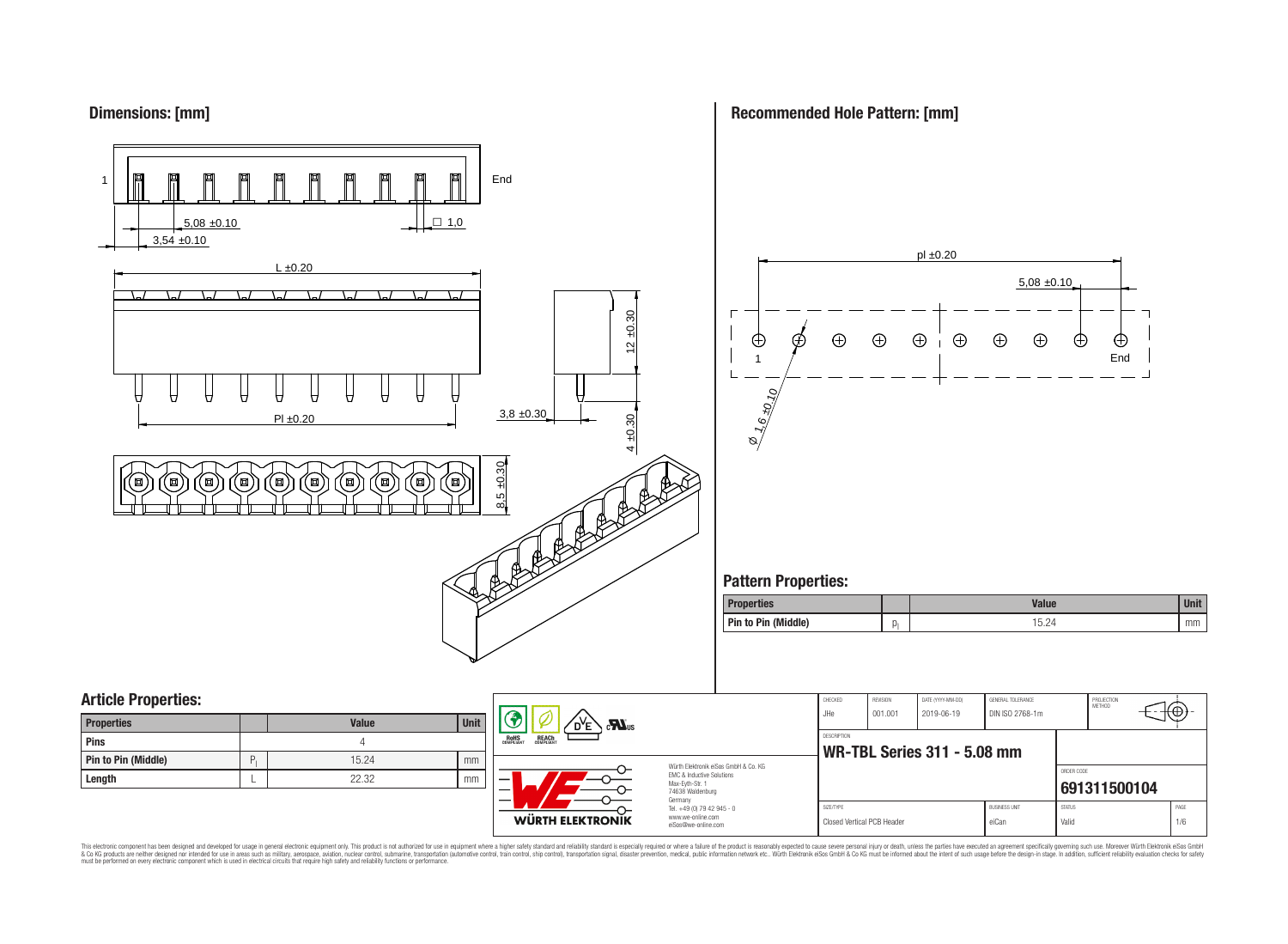## Dimensions: [mm]

1 End

5,08 ±0.10

3,54 ±0.10

□ 1,0

L ±0.20

12 ±0.30

Pl ±0.20

3,8 ±0.30

4 ±0.30

8,5 ±0.30

## Recommended Hole Pattern: [mm]

pl ±0.20

5,08 ±0.10

1 End

Ø 1,6 ±0.10

## Pattern Properties:

| Properties | | Value | Unit |
|---|---|---|---|
| Pin to Pin (Middle) | $p_l$ | 15.24 | mm |

## Article Properties:

| Properties | | Value | Unit |
|---|---|---|---|
| Pins | | 4 | |
| Pin to Pin (Middle) | $P_l$ | 15.24 | mm |
| Length | L | 22.32 | mm |

RoHS COMPLIANT REACh COMPLIANT

Würth Elektronik eiSos GmbH & Co. KG
EMC & Inductive Solutions
Max-Eyth-Str. 1
74638 Waldenburg
Germany
Tel. +49 (0) 79 42 945 - 0
www.we-online.com
eiSos@we-online.com

WÜRTH ELEKTRONIK

| CHECKED | REVISION | DATE (YYYY-MM-DD) | GENERAL TOLERANCE | PROJECTION METHOD |
|---|---|---|---|---|
| JHe | 001.001 | 2019-06-19 | DIN ISO 2768-1m | |

DESCRIPTION
**WR-TBL Series 311 - 5.08 mm**

ORDER CODE
**691311500104**

| SIZE/TYPE | BUSINESS UNIT | STATUS | PAGE |
|---|---|---|---|
| Closed Vertical PCB Header | eiCan | Valid | 1/6 |

This electronic component has been designed and developed for usage in general electronic equipment only. This product is not authorized for use in equipment where a higher safety standard and reliability standard is especially required or where a failure of the product is reasonably expected to cause severe personal injury or death, unless the parties have executed an agreement specifically governing such use. Moreover Würth Elektronik eiSos GmbH & Co KG products are neither designed nor intended for use in areas such as military, aerospace, aviation, nuclear control, submarine, transportation (automotive control, train control, ship control), transportation signal, disaster prevention, medical, public information network etc.. Würth Elektronik eiSos GmbH & Co KG must be informed about the intent of such usage before the design-in stage. In addition, sufficient reliability evaluation checks for safety must be performed on every electronic component which is used in electrical circuits that require high safety and reliability functions or performance.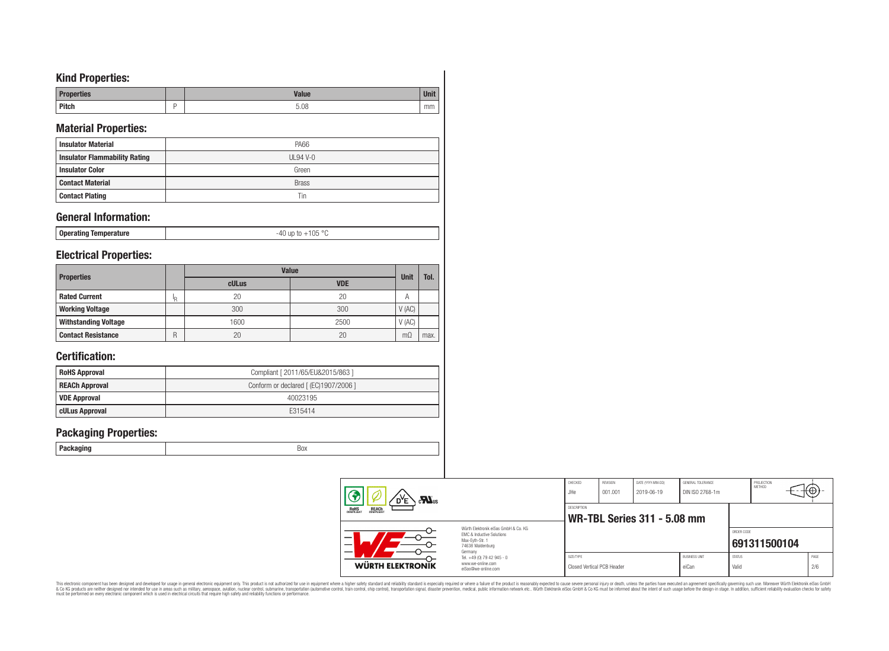## Kind Properties:

| Properties | | Value | Unit |
|---|---|---|---|
| Pitch | P | 5.08 | mm |

## Material Properties:

| | |
|---|---|
| Insulator Material | PA66 |
| Insulator Flammability Rating | UL94 V-0 |
| Insulator Color | Green |
| Contact Material | Brass |
| Contact Plating | Tin |

## General Information:

| | |
|---|---|
| Operating Temperature | -40 up to +105 °C |

## Electrical Properties:

| Properties | | Value | | Unit | Tol. |
|---|---|---|---|---|---|
| | | cULus | VDE | | |
| Rated Current | $I_R$ | 20 | 20 | A | |
| Working Voltage | | 300 | 300 | V (AC) | |
| Withstanding Voltage | | 1600 | 2500 | V (AC) | |
| Contact Resistance | R | 20 | 20 | mΩ | max. |

## Certification:

| | |
|---|---|
| RoHS Approval | Compliant [ 2011/65/EU&2015/863 ] |
| REACh Approval | Conform or declared [ (EC)1907/2006 ] |
| VDE Approval | 40023195 |
| cULus Approval | E315414 |

## Packaging Properties:

| | |
|---|---|
| Packaging | Box |

| CHECKED | REVISION | DATE (YYYY-MM-DD) | GENERAL TOLERANCE | PROJECTION METHOD |
|---|---|---|---|---|
| JHe | 001.001 | 2019-06-19 | DIN ISO 2768-1m | |

DESCRIPTION: **WR-TBL Series 311 - 5.08 mm**

ORDER CODE: **691311500104**

| SIZE/TYPE | BUSINESS UNIT | STATUS | PAGE |
|---|---|---|---|
| Closed Vertical PCB Header | eiCan | Valid | 2/6 |

Würth Elektronik eiSos GmbH & Co. KG
EMC & Inductive Solutions
Max-Eyth-Str. 1
74638 Waldenburg
Germany
Tel. +49 (0) 79 42 945 - 0
www.we-online.com
eiSos@we-online.com

This electronic component has been designed and developed for usage in general electronic equipment only. This product is not authorized for use in equipment where a higher safety standard and reliability standard is especially required or where a failure of the product is reasonably expected to cause severe personal injury or death, unless the parties have executed an agreement specifically governing such use. Moreover Würth Elektronik eiSos GmbH & Co KG products are neither designed nor intended for use in areas such as military, aerospace, aviation, nuclear control, submarine, transportation (automotive control, train control, ship control), transportation signal, disaster prevention, medical, public information network etc.. Würth Elektronik eiSos GmbH & Co KG must be informed about the intent of such usage before the design-in stage. In addition, sufficient reliability evaluation checks for safety must be performed on every electronic component which is used in electrical circuits that require high safety and reliability functions or performance.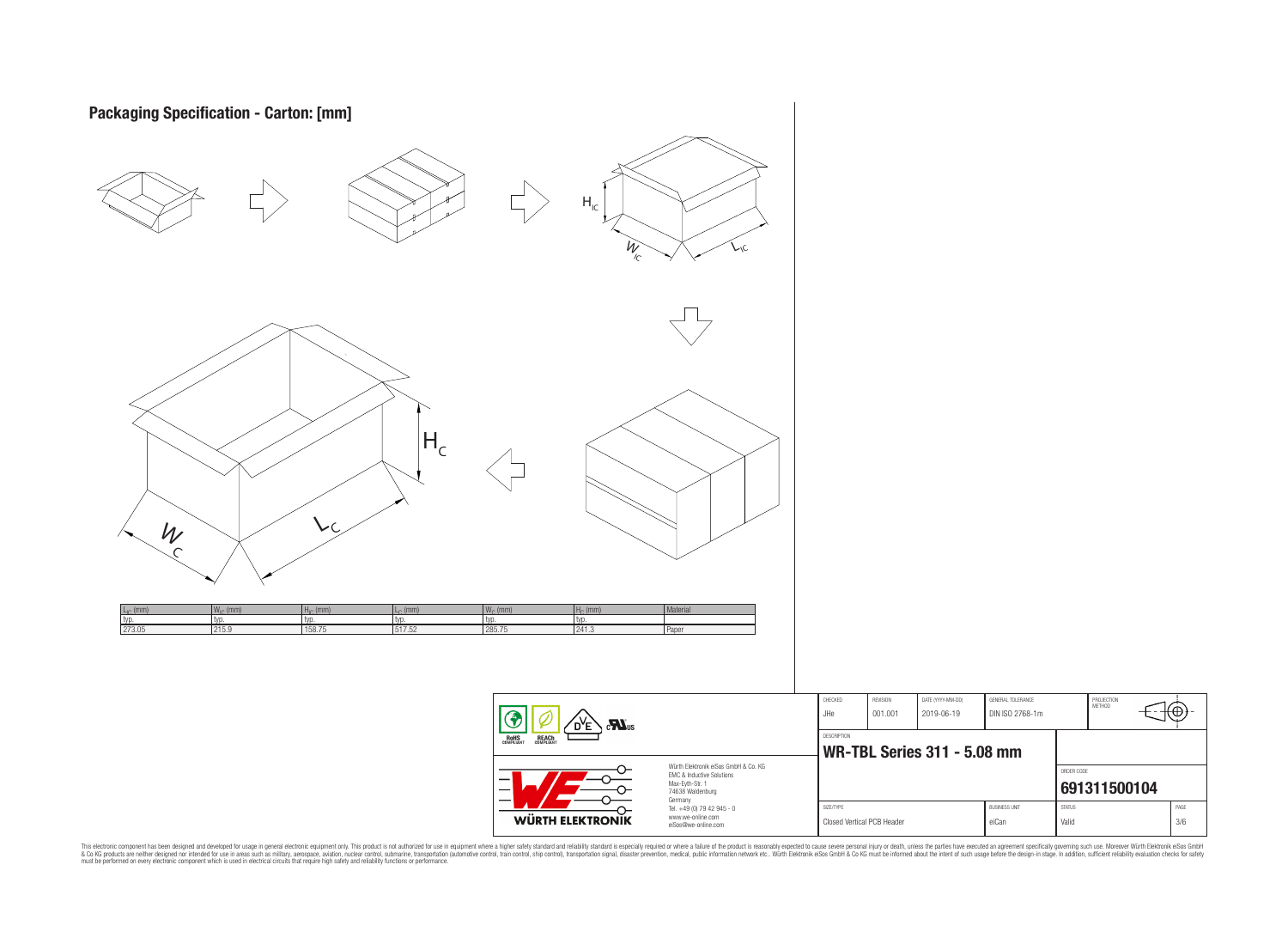## Packaging Specification - Carton: [mm]

| $L_{IC}$ (mm) | $W_{IC}$ (mm) | $H_{IC}$ (mm) | $L_C$ (mm) | $W_C$ (mm) | $H_C$ (mm) | Material |
|---|---|---|---|---|---|---|
| typ. | typ. | typ. | typ. | typ. | typ. | |
| 273.05 | 215.9 | 158.75 | 517.52 | 285.75 | 241.3 | Paper |

| CHECKED | REVISION | DATE (YYYY-MM-DD) | GENERAL TOLERANCE | PROJECTION METHOD |
|---|---|---|---|---|
| JHe | 001.001 | 2019-06-19 | DIN ISO 2768-1m | |

DESCRIPTION

**WR-TBL Series 311 - 5.08 mm**

ORDER CODE

**691311500104**

| SIZE/TYPE | BUSINESS UNIT | STATUS | PAGE |
|---|---|---|---|
| Closed Vertical PCB Header | eiCan | Valid | 3/6 |

Würth Elektronik eiSos GmbH & Co. KG
EMC & Inductive Solutions
Max-Eyth-Str. 1
74638 Waldenburg
Germany
Tel. +49 (0) 79 42 945 - 0
www.we-online.com
eiSos@we-online.com

This electronic component has been designed and developed for usage in general electronic equipment only. This product is not authorized for use in equipment where a higher safety standard and reliability standard is especially required or where a failure of the product is reasonably expected to cause severe personal injury or death, unless the parties have executed an agreement specifically governing such use. Moreover Würth Elektronik eiSos GmbH & Co KG products are neither designed nor intended for use in areas such as military, aerospace, aviation, nuclear control, submarine, transportation (automotive control, train control, ship control), transportation signal, disaster prevention, medical, public information network etc.. Würth Elektronik eiSos GmbH & Co KG must be informed about the intent of such usage before the design-in stage. In addition, sufficient reliability evaluation checks for safety must be performed on every electronic component which is used in electrical circuits that require high safety and reliability functions or performance.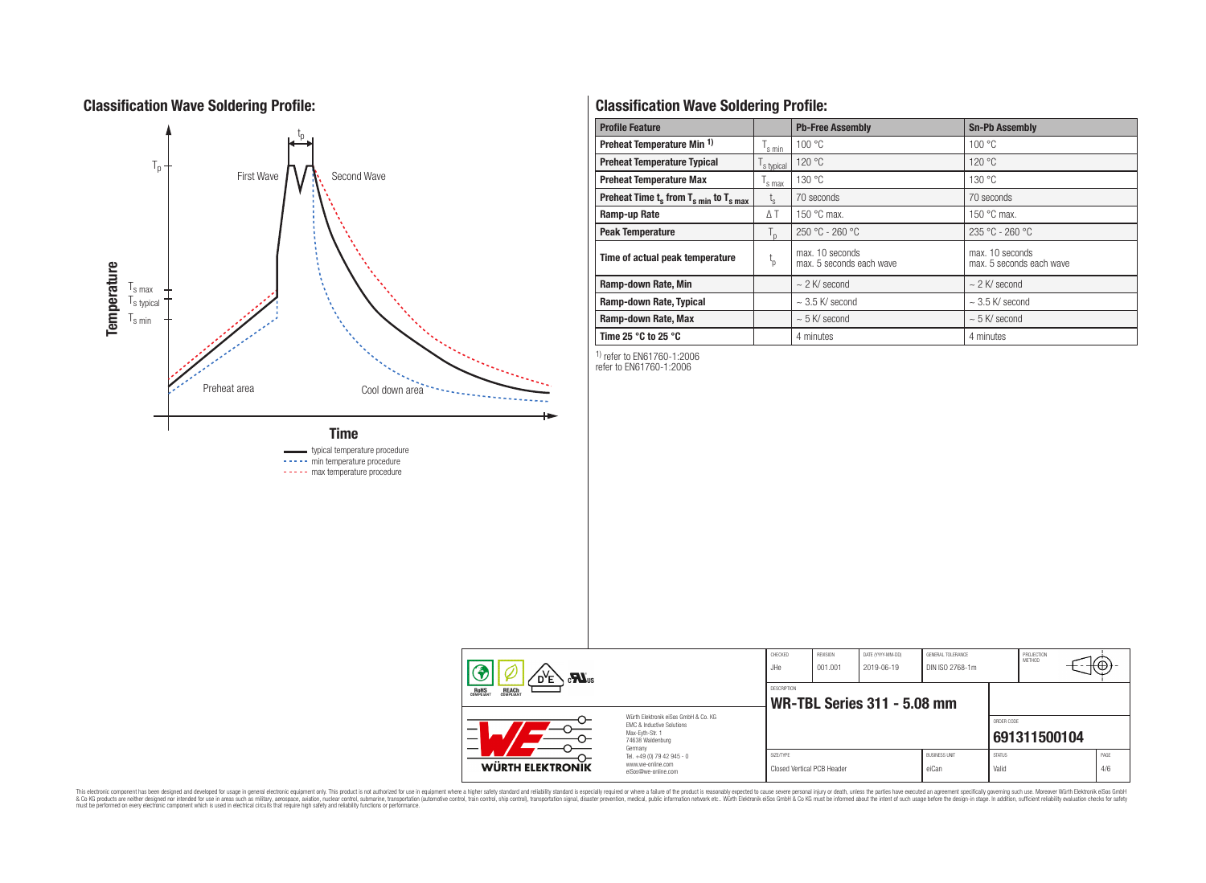## Classification Wave Soldering Profile:

Temperature

$T_p$

$t_p$

First Wave

Second Wave

$T_{s\,max}$

$T_{s\,typical}$

$T_{s\,min}$

Preheat area

Cool down area

Time

typical temperature procedure
min temperature procedure
max temperature procedure

## Classification Wave Soldering Profile:

| Profile Feature | | Pb-Free Assembly | Sn-Pb Assembly |
|---|---|---|---|
| Preheat Temperature Min [1] | $T_{s\,min}$ | 100 °C | 100 °C |
| Preheat Temperature Typical | $T_{s\,typical}$ | 120 °C | 120 °C |
| Preheat Temperature Max | $T_{s\,max}$ | 130 °C | 130 °C |
| Preheat Time $t_s$ from $T_{s\,min}$ to $T_{s\,max}$ | $t_s$ | 70 seconds | 70 seconds |
| Ramp-up Rate | $\Delta T$ | 150 °C max. | 150 °C max. |
| Peak Temperature | $T_p$ | 250 °C - 260 °C | 235 °C - 260 °C |
| Time of actual peak temperature | $t_p$ | max. 10 seconds<br>max. 5 seconds each wave | max. 10 seconds<br>max. 5 seconds each wave |
| Ramp-down Rate, Min | | ~ 2 K/ second | ~ 2 K/ second |
| Ramp-down Rate, Typical | | ~ 3.5 K/ second | ~ 3.5 K/ second |
| Ramp-down Rate, Max | | ~ 5 K/ second | ~ 5 K/ second |
| Time 25 °C to 25 °C | | 4 minutes | 4 minutes |

[1] refer to EN61760-1:2006
refer to EN61760-1:2006

| CHECKED | REVISION | DATE (YYYY-MM-DD) | GENERAL TOLERANCE | PROJECTION METHOD |
|---|---|---|---|---|
| JHe | 001.001 | 2019-06-19 | DIN ISO 2768-1m | |

DESCRIPTION

**WR-TBL Series 311 - 5.08 mm**

ORDER CODE

**691311500104**

| SIZE/TYPE | BUSINESS UNIT | STATUS | PAGE |
|---|---|---|---|
| Closed Vertical PCB Header | eiCan | Valid | 4/6 |

Würth Elektronik eiSos GmbH & Co. KG
EMC & Inductive Solutions
Max-Eyth-Str. 1
74638 Waldenburg
Germany
Tel. +49 (0) 79 42 945 - 0
www.we-online.com
eiSos@we-online.com

WÜRTH ELEKTRONIK

This electronic component has been designed and developed for usage in general electronic equipment only. This product is not authorized for use in equipment where a higher safety standard and reliability standard is especially required or where a failure of the product is reasonably expected to cause severe personal injury or death, unless the parties have executed an agreement specifically governing such use. Moreover Würth Elektronik eiSos GmbH & Co KG products are neither designed nor intended for use in areas such as military, aerospace, aviation, nuclear control, submarine, transportation (automotive control, train control, ship control), transportation signal, disaster prevention, medical, public information network etc.. Würth Elektronik eiSos GmbH & Co KG must be informed about the intent of such usage before the design-in stage. In addition, sufficient reliability evaluation checks for safety must be performed on every electronic component which is used in electrical circuits that require high safety and reliability functions or performance.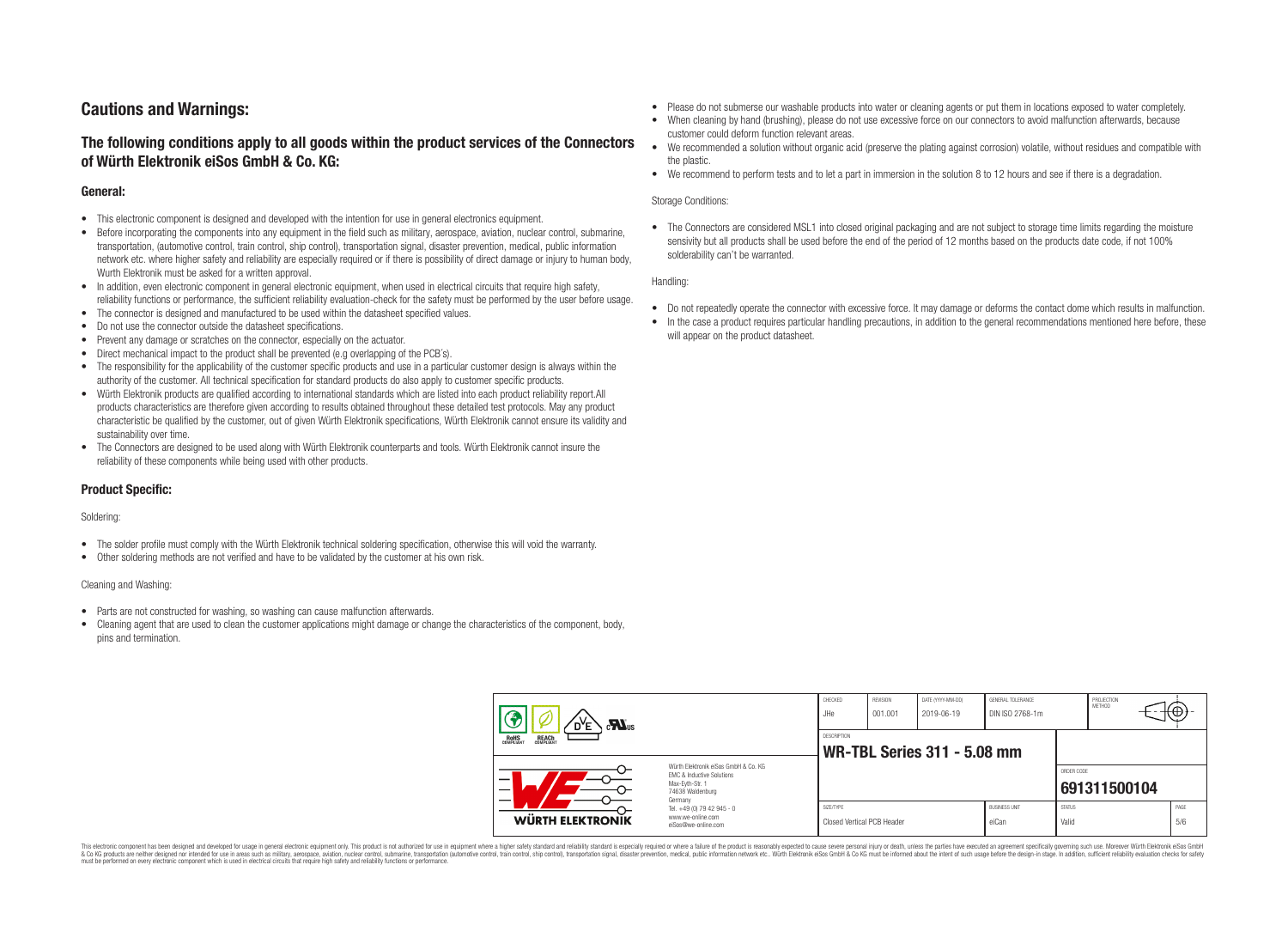# Cautions and Warnings:

## The following conditions apply to all goods within the product services of the Connectors of Würth Elektronik eiSos GmbH & Co. KG:

### General:

- This electronic component is designed and developed with the intention for use in general electronics equipment.
- Before incorporating the components into any equipment in the field such as military, aerospace, aviation, nuclear control, submarine, transportation, (automotive control, train control, ship control), transportation signal, disaster prevention, medical, public information network etc. where higher safety and reliability are especially required or if there is possibility of direct damage or injury to human body, Wurth Elektronik must be asked for a written approval.
- In addition, even electronic component in general electronic equipment, when used in electrical circuits that require high safety, reliability functions or performance, the sufficient reliability evaluation-check for the safety must be performed by the user before usage.
- The connector is designed and manufactured to be used within the datasheet specified values.
- Do not use the connector outside the datasheet specifications.
- Prevent any damage or scratches on the connector, especially on the actuator.
- Direct mechanical impact to the product shall be prevented (e.g overlapping of the PCB´s).
- The responsibility for the applicability of the customer specific products and use in a particular customer design is always within the authority of the customer. All technical specification for standard products do also apply to customer specific products.
- Würth Elektronik products are qualified according to international standards which are listed into each product reliability report.All products characteristics are therefore given according to results obtained throughout these detailed test protocols. May any product characteristic be qualified by the customer, out of given Würth Elektronik specifications, Würth Elektronik cannot ensure its validity and sustainability over time.
- The Connectors are designed to be used along with Würth Elektronik counterparts and tools. Würth Elektronik cannot insure the reliability of these components while being used with other products.

### Product Specific:

Soldering:

- The solder profile must comply with the Würth Elektronik technical soldering specification, otherwise this will void the warranty.
- Other soldering methods are not verified and have to be validated by the customer at his own risk.

Cleaning and Washing:

- Parts are not constructed for washing, so washing can cause malfunction afterwards.
- Cleaning agent that are used to clean the customer applications might damage or change the characteristics of the component, body, pins and termination.
- Please do not submerse our washable products into water or cleaning agents or put them in locations exposed to water completely.
- When cleaning by hand (brushing), please do not use excessive force on our connectors to avoid malfunction afterwards, because customer could deform function relevant areas.
- We recommended a solution without organic acid (preserve the plating against corrosion) volatile, without residues and compatible with the plastic.
- We recommend to perform tests and to let a part in immersion in the solution 8 to 12 hours and see if there is a degradation.

Storage Conditions:

- The Connectors are considered MSL1 into closed original packaging and are not subject to storage time limits regarding the moisture sensivity but all products shall be used before the end of the period of 12 months based on the products date code, if not 100% solderability can't be warranted.

Handling:

- Do not repeatedly operate the connector with excessive force. It may damage or deforms the contact dome which results in malfunction.
- In the case a product requires particular handling precautions, in addition to the general recommendations mentioned here before, these will appear on the product datasheet.

| CHECKED | REVISION | DATE (YYYY-MM-DD) | GENERAL TOLERANCE | PROJECTION METHOD |
|---|---|---|---|---|
| JHe | 001.001 | 2019-06-19 | DIN ISO 2768-1m | |

DESCRIPTION: **WR-TBL Series 311 - 5.08 mm**

Würth Elektronik eiSos GmbH & Co. KG
EMC & Inductive Solutions
Max-Eyth-Str. 1
74638 Waldenburg
Germany
Tel. +49 (0) 79 42 945 - 0
www.we-online.com
eiSos@we-online.com

ORDER CODE: **691311500104**

| SIZE/TYPE | BUSINESS UNIT | STATUS | PAGE |
|---|---|---|---|
| Closed Vertical PCB Header | eiCan | Valid | 5/6 |

This electronic component has been designed and developed for usage in general electronic equipment only. This product is not authorized for use in equipment where a higher safety standard and reliability standard is especially required or where a failure of the product is reasonably expected to cause severe personal injury or death, unless the parties have executed an agreement specifically governing such use. Moreover Würth Elektronik eiSos GmbH & Co KG products are neither designed nor intended for use in areas such as military, aerospace, aviation, nuclear control, submarine, transportation (automotive control, train control, ship control), transportation signal, disaster prevention, medical, public information network etc.. Würth Elektronik eiSos GmbH & Co KG must be informed about the intent of such usage before the design-in stage. In addition, sufficient reliability evaluation checks for safety must be performed on every electronic component which is used in electrical circuits that require high safety and reliability functions or performance.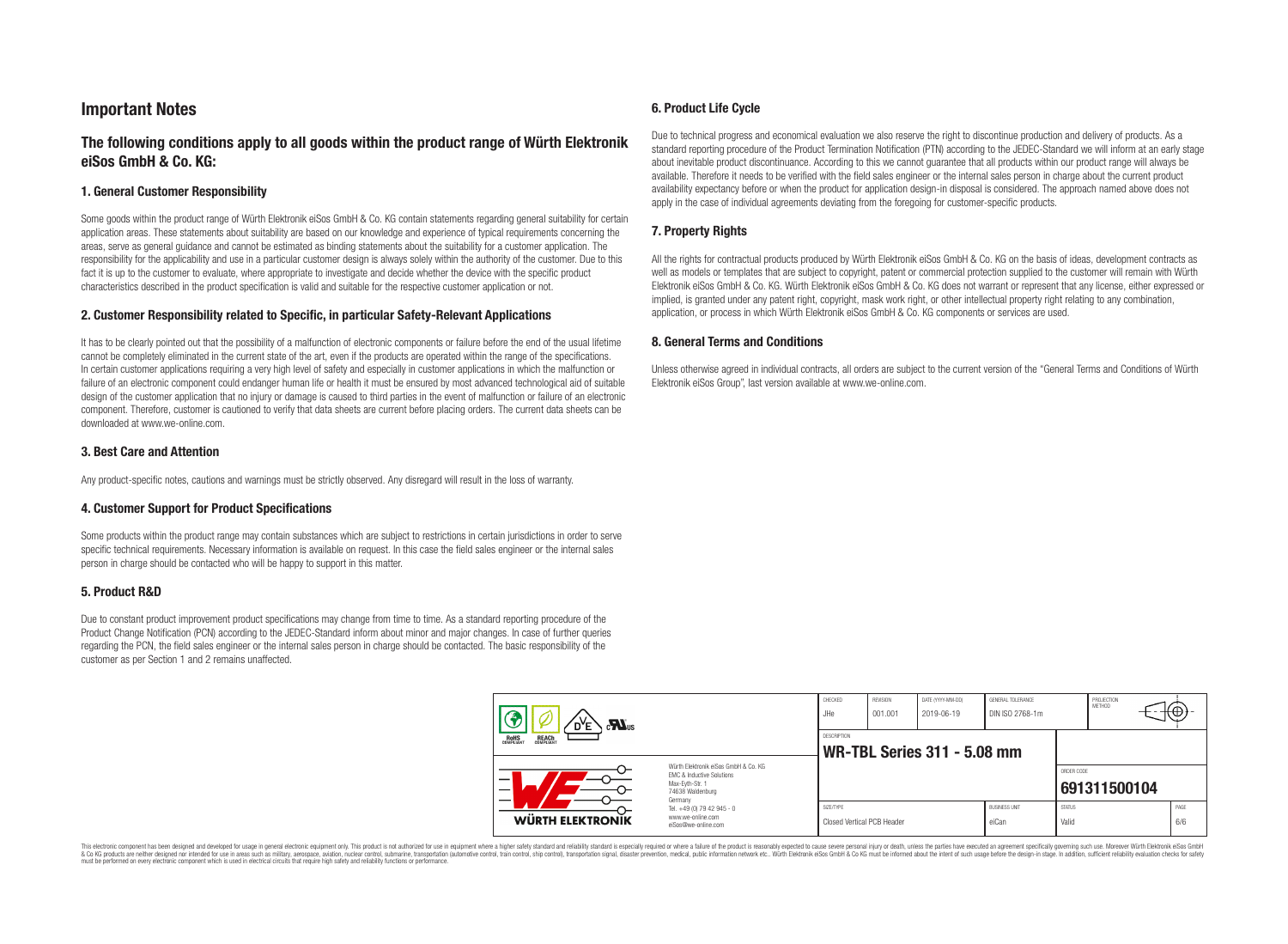# Important Notes

## The following conditions apply to all goods within the product range of Würth Elektronik eiSos GmbH & Co. KG:

### 1. General Customer Responsibility

Some goods within the product range of Würth Elektronik eiSos GmbH & Co. KG contain statements regarding general suitability for certain application areas. These statements about suitability are based on our knowledge and experience of typical requirements concerning the areas, serve as general guidance and cannot be estimated as binding statements about the suitability for a customer application. The responsibility for the applicability and use in a particular customer design is always solely within the authority of the customer. Due to this fact it is up to the customer to evaluate, where appropriate to investigate and decide whether the device with the specific product characteristics described in the product specification is valid and suitable for the respective customer application or not.

### 2. Customer Responsibility related to Specific, in particular Safety-Relevant Applications

It has to be clearly pointed out that the possibility of a malfunction of electronic components or failure before the end of the usual lifetime cannot be completely eliminated in the current state of the art, even if the products are operated within the range of the specifications. In certain customer applications requiring a very high level of safety and especially in customer applications in which the malfunction or failure of an electronic component could endanger human life or health it must be ensured by most advanced technological aid of suitable design of the customer application that no injury or damage is caused to third parties in the event of malfunction or failure of an electronic component. Therefore, customer is cautioned to verify that data sheets are current before placing orders. The current data sheets can be downloaded at www.we-online.com.

### 3. Best Care and Attention

Any product-specific notes, cautions and warnings must be strictly observed. Any disregard will result in the loss of warranty.

### 4. Customer Support for Product Specifications

Some products within the product range may contain substances which are subject to restrictions in certain jurisdictions in order to serve specific technical requirements. Necessary information is available on request. In this case the field sales engineer or the internal sales person in charge should be contacted who will be happy to support in this matter.

### 5. Product R&D

Due to constant product improvement product specifications may change from time to time. As a standard reporting procedure of the Product Change Notification (PCN) according to the JEDEC-Standard inform about minor and major changes. In case of further queries regarding the PCN, the field sales engineer or the internal sales person in charge should be contacted. The basic responsibility of the customer as per Section 1 and 2 remains unaffected.

### 6. Product Life Cycle

Due to technical progress and economical evaluation we also reserve the right to discontinue production and delivery of products. As a standard reporting procedure of the Product Termination Notification (PTN) according to the JEDEC-Standard we will inform at an early stage about inevitable product discontinuance. According to this we cannot guarantee that all products within our product range will always be available. Therefore it needs to be verified with the field sales engineer or the internal sales person in charge about the current product availability expectancy before or when the product for application design-in disposal is considered. The approach named above does not apply in the case of individual agreements deviating from the foregoing for customer-specific products.

### 7. Property Rights

All the rights for contractual products produced by Würth Elektronik eiSos GmbH & Co. KG on the basis of ideas, development contracts as well as models or templates that are subject to copyright, patent or commercial protection supplied to the customer will remain with Würth Elektronik eiSos GmbH & Co. KG. Würth Elektronik eiSos GmbH & Co. KG does not warrant or represent that any license, either expressed or implied, is granted under any patent right, copyright, mask work right, or other intellectual property right relating to any combination, application, or process in which Würth Elektronik eiSos GmbH & Co. KG components or services are used.

### 8. General Terms and Conditions

Unless otherwise agreed in individual contracts, all orders are subject to the current version of the "General Terms and Conditions of Würth Elektronik eiSos Group", last version available at www.we-online.com.

| CHECKED | REVISION | DATE (YYYY-MM-DD) | GENERAL TOLERANCE | PROJECTION METHOD |
|---|---|---|---|---|
| JHe | 001.001 | 2019-06-19 | DIN ISO 2768-1m | |

DESCRIPTION: **WR-TBL Series 311 - 5.08 mm**

ORDER CODE: **691311500104**

| SIZE/TYPE | BUSINESS UNIT | STATUS | PAGE |
|---|---|---|---|
| Closed Vertical PCB Header | eiCan | Valid | 6/6 |

Würth Elektronik eiSos GmbH & Co. KG
EMC & Inductive Solutions
Max-Eyth-Str. 1
74638 Waldenburg
Germany
Tel. +49 (0) 79 42 945 - 0
www.we-online.com
eiSos@we-online.com

WÜRTH ELEKTRONIK

This electronic component has been designed and developed for usage in general electronic equipment only. This product is not authorized for use in equipment where a higher safety standard and reliability standard is especially required or where a failure of the product is reasonably expected to cause severe personal injury or death, unless the parties have executed an agreement specifically governing such use. Moreover Würth Elektronik eiSos GmbH & Co KG products are neither designed nor intended for use in areas such as military, aerospace, aviation, nuclear control, submarine, transportation (automotive control, train control, ship control), transportation signal, disaster prevention, medical, public information network etc.. Würth Elektronik eiSos GmbH & Co KG must be informed about the intent of such usage before the design-in stage. In addition, sufficient reliability evaluation checks for safety must be performed on every electronic component which is used in electrical circuits that require high safety and reliability functions or performance.